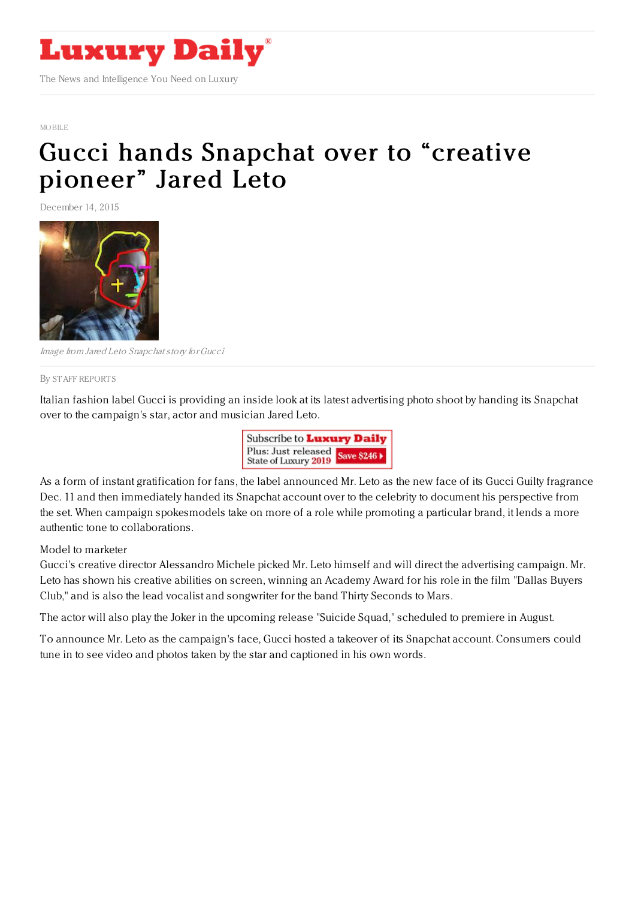# Luxury Daily

The News and Intelligence You Need on Luxury

MOBILE

# Gucci hands Snapchat over to "creative pioneer" Jared Leto

December 14, 2015

*Image from Jared Leto Snapchat story for Gucci*

By STAFF REPORTS

Italian fashion label Gucci is providing an inside look at its latest advertising photo shoot by handing its Snapchat over to the campaign's star, actor and musician Jared Leto.

As a form of instant gratification for fans, the label announced Mr. Leto as the new face of its Gucci Guilty fragrance Dec. 11 and then immediately handed its Snapchat account over to the celebrity to document his perspective from the set. When campaign spokesmodels take on more of a role while promoting a particular brand, it lends a more authentic tone to collaborations.

Model to marketer

Gucci's creative director Alessandro Michele picked Mr. Leto himself and will direct the advertising campaign. Mr. Leto has shown his creative abilities on screen, winning an Academy Award for his role in the film "Dallas Buyers Club," and is also the lead vocalist and songwriter for the band Thirty Seconds to Mars.

The actor will also play the Joker in the upcoming release "Suicide Squad," scheduled to premiere in August.

To announce Mr. Leto as the campaign's face, Gucci hosted a takeover of its Snapchat account. Consumers could tune in to see video and photos taken by the star and captioned in his own words.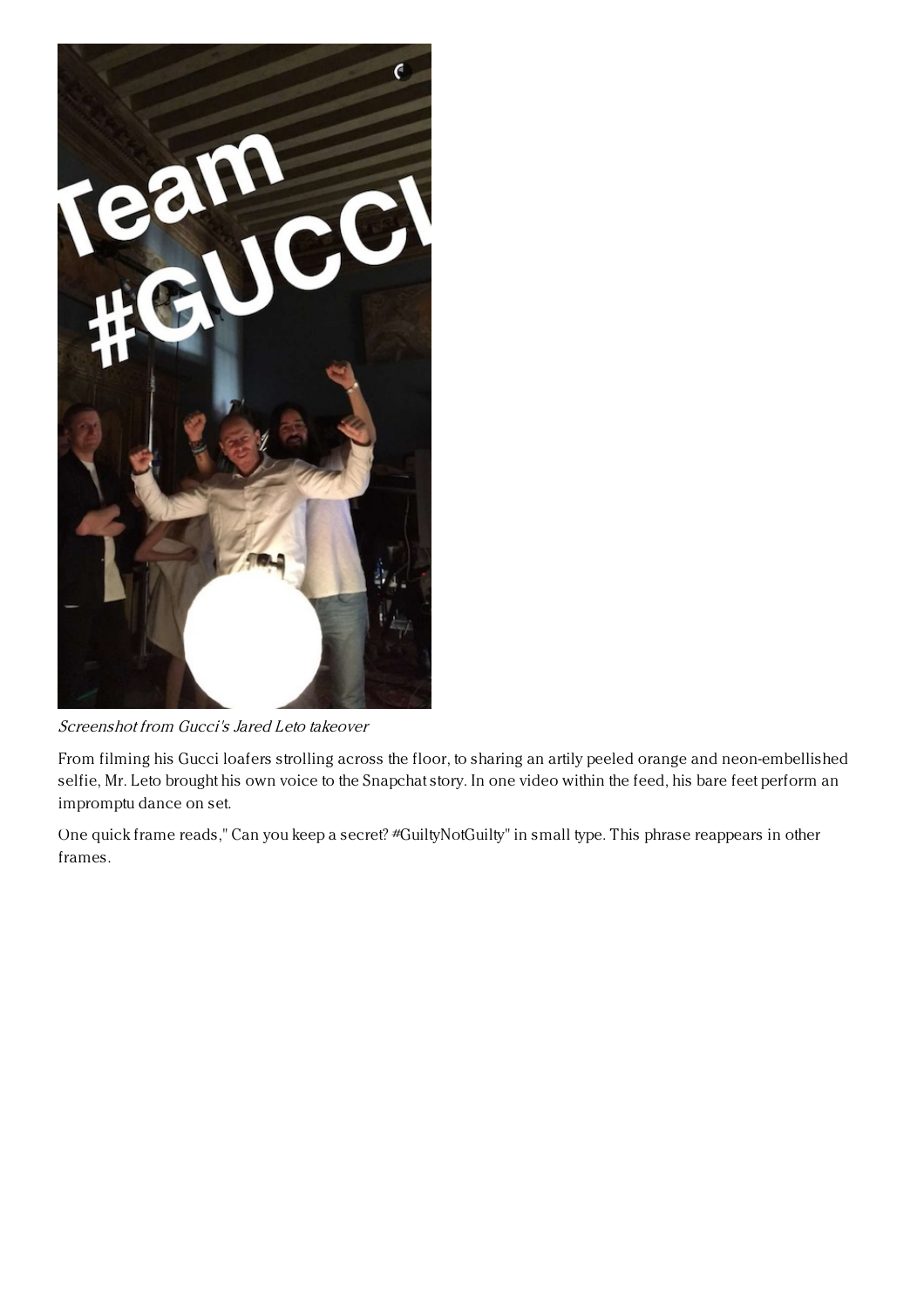*Screenshot from Gucci's Jared Leto takeover*

From filming his Gucci loafers strolling across the floor, to sharing an artily peeled orange and neon-embellished selfie, Mr. Leto brought his own voice to the Snapchat story. In one video within the feed, his bare feet perform an impromptu dance on set.

One quick frame reads," Can you keep a secret? #GuiltyNotGuilty" in small type. This phrase reappears in other frames.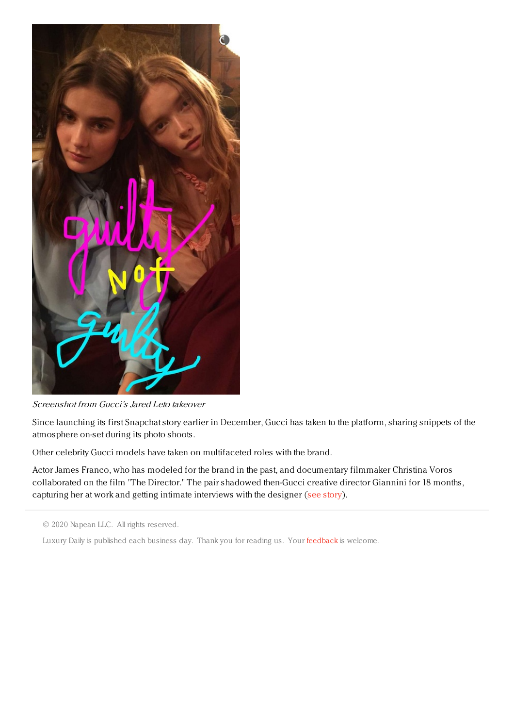*Screenshot from Gucci's Jared Leto takeover*

Since launching its first Snapchat story earlier in December, Gucci has taken to the platform, sharing snippets of the atmosphere on-set during its photo shoots.

Other celebrity Gucci models have taken on multifaceted roles with the brand.

Actor James Franco, who has modeled for the brand in the past, and documentary filmmaker Christina Voros collaborated on the film "The Director." The pair shadowed then-Gucci creative director Giannini for 18 months, capturing her at work and getting intimate interviews with the designer (see story).

© 2020 Napean LLC. All rights reserved.

Luxury Daily is published each business day. Thank you for reading us. Your feedback is welcome.